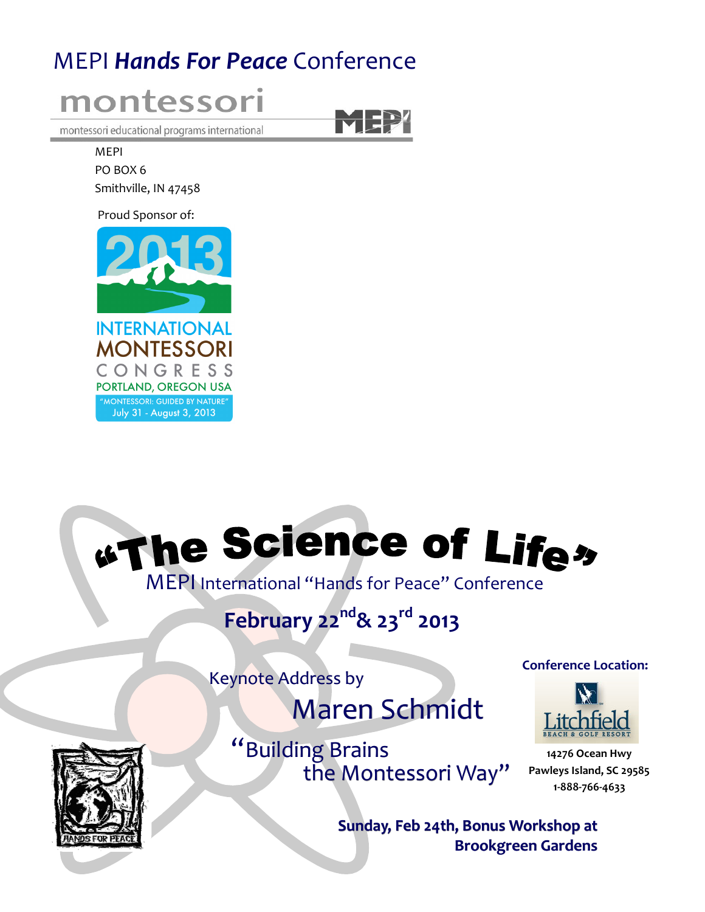# MEPI *Hands For Peace* Conference

montessori

montessori educational programs international

MEPI

MEPI
PO BOX 6
Smithville, IN 47458

Proud Sponsor of:

2013
INTERNATIONAL
MONTESSORI
CONGRESS
PORTLAND, OREGON USA
"MONTESSORI: GUIDED BY NATURE"
July 31 - August 3, 2013

# "The Science of Life"

MEPI International "Hands for Peace" Conference

**February 22nd & 23rd 2013**

Keynote Address by

## Maren Schmidt

"Building Brains the Montessori Way"

**Conference Location:**

Litchfield
BEACH & GOLF RESORT

**14276 Ocean Hwy**
**Pawleys Island, SC 29585**
**1-888-766-4633**

HANDS FOR PEACE

**Sunday, Feb 24th, Bonus Workshop at Brookgreen Gardens**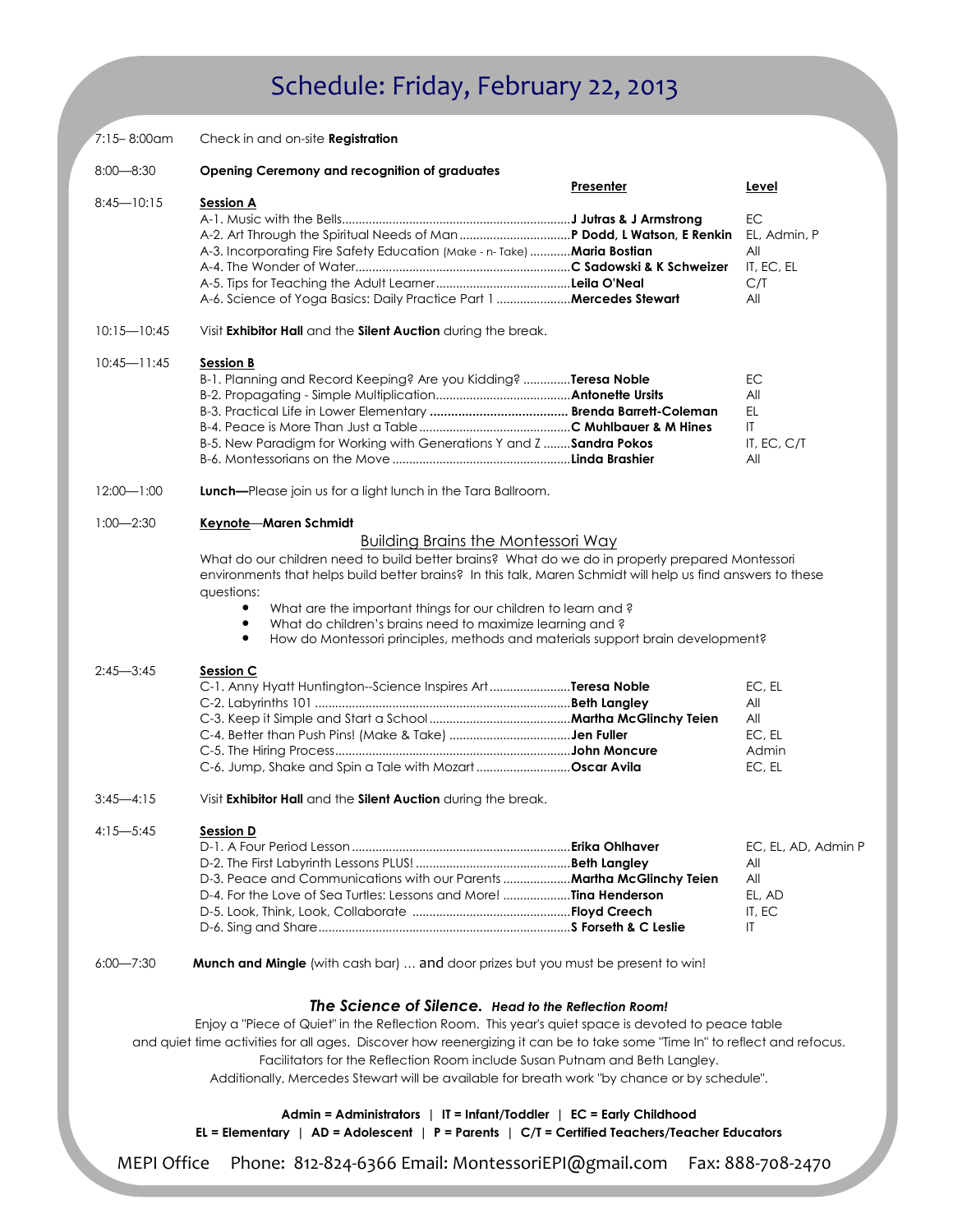# Schedule: Friday, February 22, 2013

7:15– 8:00am Check in and on-site **Registration**

8:00—8:30 **Opening Ceremony and recognition of graduates**

| Time | Session | Presenter | Level |
|---|---|---|---|
| 8:45—10:15 | **Session A** | | |
| | A-1. Music with the Bells | **J Jutras & J Armstrong** | EC |
| | A-2. Art Through the Spiritual Needs of Man | **P Dodd, L Watson, E Renkin** | EL, Admin, P |
| | A-3. Incorporating Fire Safety Education (Make - n- Take) | **Maria Bostian** | All |
| | A-4. The Wonder of Water | **C Sadowski & K Schweizer** | IT, EC, EL |
| | A-5. Tips for Teaching the Adult Learner | **Leila O'Neal** | C/T |
| | A-6. Science of Yoga Basics: Daily Practice Part 1 | **Mercedes Stewart** | All |

10:15—10:45 Visit **Exhibitor Hall** and the **Silent Auction** during the break.

| Time | Session | Presenter | Level |
|---|---|---|---|
| 10:45—11:45 | **Session B** | | |
| | B-1. Planning and Record Keeping? Are you Kidding? | **Teresa Noble** | EC |
| | B-2. Propagating - Simple Multiplication | **Antonette Ursits** | All |
| | B-3. Practical Life in Lower Elementary | **Brenda Barrett-Coleman** | EL |
| | B-4. Peace is More Than Just a Table | **C Muhlbauer & M Hines** | IT |
| | B-5. New Paradigm for Working with Generations Y and Z | **Sandra Pokos** | IT, EC, C/T |
| | B-6. Montessorians on the Move | **Linda Brashier** | All |

12:00—1:00 **Lunch—**Please join us for a light lunch in the Tara Ballroom.

1:00—2:30 **Keynote—Maren Schmidt**

Building Brains the Montessori Way

What do our children need to build better brains? What do we do in properly prepared Montessori environments that helps build better brains? In this talk, Maren Schmidt will help us find answers to these questions:

- What are the important things for our children to learn and ?
- What do children's brains need to maximize learning and ?
- How do Montessori principles, methods and materials support brain development?

| Time | Session | Presenter | Level |
|---|---|---|---|
| 2:45—3:45 | **Session C** | | |
| | C-1. Anny Hyatt Huntington--Science Inspires Art | **Teresa Noble** | EC, EL |
| | C-2. Labyrinths 101 | **Beth Langley** | All |
| | C-3. Keep it Simple and Start a School | **Martha McGlinchy Teien** | All |
| | C-4. Better than Push Pins! (Make & Take) | **Jen Fuller** | EC, EL |
| | C-5. The Hiring Process | **John Moncure** | Admin |
| | C-6. Jump, Shake and Spin a Tale with Mozart | **Oscar Avila** | EC, EL |

3:45—4:15 Visit **Exhibitor Hall** and the **Silent Auction** during the break.

| Time | Session | Presenter | Level |
|---|---|---|---|
| 4:15—5:45 | **Session D** | | |
| | D-1. A Four Period Lesson | **Erika Ohlhaver** | EC, EL, AD, Admin P |
| | D-2. The First Labyrinth Lessons PLUS! | **Beth Langley** | All |
| | D-3. Peace and Communications with our Parents | **Martha McGlinchy Teien** | All |
| | D-4. For the Love of Sea Turtles: Lessons and More! | **Tina Henderson** | EL, AD |
| | D-5. Look, Think, Look, Collaborate | **Floyd Creech** | IT, EC |
| | D-6. Sing and Share | **S Forseth & C Leslie** | IT |

6:00—7:30 **Munch and Mingle** (with cash bar) … and door prizes but you must be present to win!

***The Science of Silence.*** ***Head to the Reflection Room!***

Enjoy a "Piece of Quiet" in the Reflection Room. This year's quiet space is devoted to peace table and quiet time activities for all ages. Discover how reenergizing it can be to take some "Time In" to reflect and refocus. Facilitators for the Reflection Room include Susan Putnam and Beth Langley. Additionally, Mercedes Stewart will be available for breath work "by chance or by schedule".

**Admin = Administrators | IT = Infant/Toddler | EC = Early Childhood**
**EL = Elementary | AD = Adolescent | P = Parents | C/T = Certified Teachers/Teacher Educators**

MEPI Office Phone: 812-824-6366 Email: MontessoriEPI@gmail.com Fax: 888-708-2470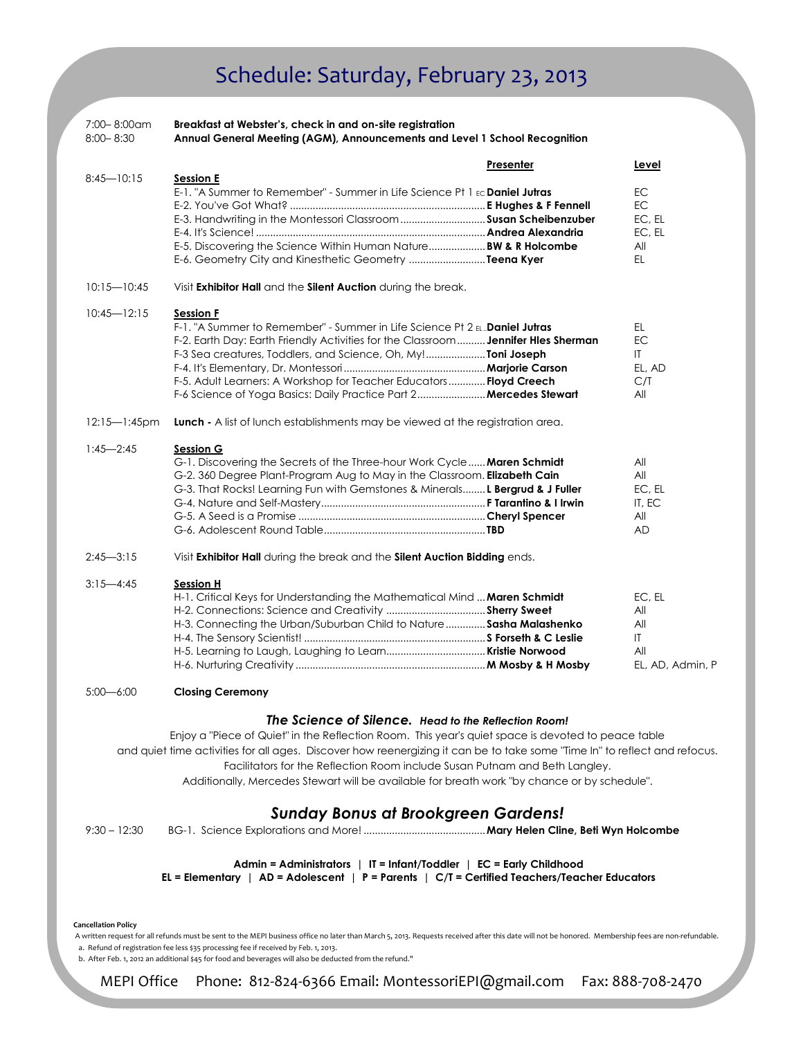# Schedule: Saturday, February 23, 2013

| Time | Event | Presenter | Level |
|---|---|---|---|
| 7:00– 8:00am | **Breakfast at Webster's, check in and on-site registration** | | |
| 8:00– 8:30 | **Annual General Meeting (AGM), Announcements and Level 1 School Recognition** | | |
| 8:45—10:15 | **Session E** | | |
| | E-1. "A Summer to Remember" - Summer in Life Science Pt 1 EC | **Daniel Jutras** | EC |
| | E-2. You've Got What? | **E Hughes & F Fennell** | EC |
| | E-3. Handwriting in the Montessori Classroom | **Susan Scheibenzuber** | EC, EL |
| | E-4. It's Science! | **Andrea Alexandria** | EC, EL |
| | E-5. Discovering the Science Within Human Nature | **BW & R Holcombe** | All |
| | E-6. Geometry City and Kinesthetic Geometry | **Teena Kyer** | EL |
| 10:15—10:45 | Visit **Exhibitor Hall** and the **Silent Auction** during the break. | | |
| 10:45—12:15 | **Session F** | | |
| | F-1. "A Summer to Remember" - Summer in Life Science Pt 2 EL | **Daniel Jutras** | EL |
| | F-2. Earth Day: Earth Friendly Activities for the Classroom | **Jennifer Hles Sherman** | EC |
| | F-3 Sea creatures, Toddlers, and Science, Oh, My! | **Toni Joseph** | IT |
| | F-4. It's Elementary, Dr. Montessori | **Marjorie Carson** | EL, AD |
| | F-5. Adult Learners: A Workshop for Teacher Educators | **Floyd Creech** | C/T |
| | F-6 Science of Yoga Basics: Daily Practice Part 2 | **Mercedes Stewart** | All |
| 12:15—1:45pm | **Lunch -** A list of lunch establishments may be viewed at the registration area. | | |
| 1:45—2:45 | **Session G** | | |
| | G-1. Discovering the Secrets of the Three-hour Work Cycle | **Maren Schmidt** | All |
| | G-2. 360 Degree Plant-Program Aug to May in the Classroom. | **Elizabeth Cain** | All |
| | G-3. That Rocks! Learning Fun with Gemstones & Minerals | **L Bergrud & J Fuller** | EC, EL |
| | G-4. Nature and Self-Mastery | **F Tarantino & I Irwin** | IT, EC |
| | G-5. A Seed is a Promise | **Cheryl Spencer** | All |
| | G-6. Adolescent Round Table | **TBD** | AD |
| 2:45—3:15 | Visit **Exhibitor Hall** during the break and the **Silent Auction Bidding** ends. | | |
| 3:15—4:45 | **Session H** | | |
| | H-1. Critical Keys for Understanding the Mathematical Mind | **Maren Schmidt** | EC, EL |
| | H-2. Connections: Science and Creativity | **Sherry Sweet** | All |
| | H-3. Connecting the Urban/Suburban Child to Nature | **Sasha Malashenko** | All |
| | H-4. The Sensory Scientist! | **S Forseth & C Leslie** | IT |
| | H-5. Learning to Laugh, Laughing to Learn | **Kristie Norwood** | All |
| | H-6. Nurturing Creativity | **M Mosby & H Mosby** | EL, AD, Admin, P |
| 5:00—6:00 | **Closing Ceremony** | | |

***The Science of Silence.*** ***Head to the Reflection Room!***

Enjoy a "Piece of Quiet" in the Reflection Room. This year's quiet space is devoted to peace table and quiet time activities for all ages. Discover how reenergizing it can be to take some "Time In" to reflect and refocus. Facilitators for the Reflection Room include Susan Putnam and Beth Langley. Additionally, Mercedes Stewart will be available for breath work "by chance or by schedule".

## *Sunday Bonus at Brookgreen Gardens!*

9:30 – 12:30 BG-1. Science Explorations and More! ........ **Mary Helen Cline, Beti Wyn Holcombe**

**Admin = Administrators | IT = Infant/Toddler | EC = Early Childhood**
**EL = Elementary | AD = Adolescent | P = Parents | C/T = Certified Teachers/Teacher Educators**

**Cancellation Policy**

A written request for all refunds must be sent to the MEPI business office no later than March 5, 2013. Requests received after this date will not be honored. Membership fees are non-refundable.

a. Refund of registration fee less $35 processing fee if received by Feb. 1, 2013.

b. After Feb. 1, 2012 an additional $45 for food and beverages will also be deducted from the refund."

MEPI Office Phone: 812-824-6366 Email: MontessoriEPI@gmail.com Fax: 888-708-2470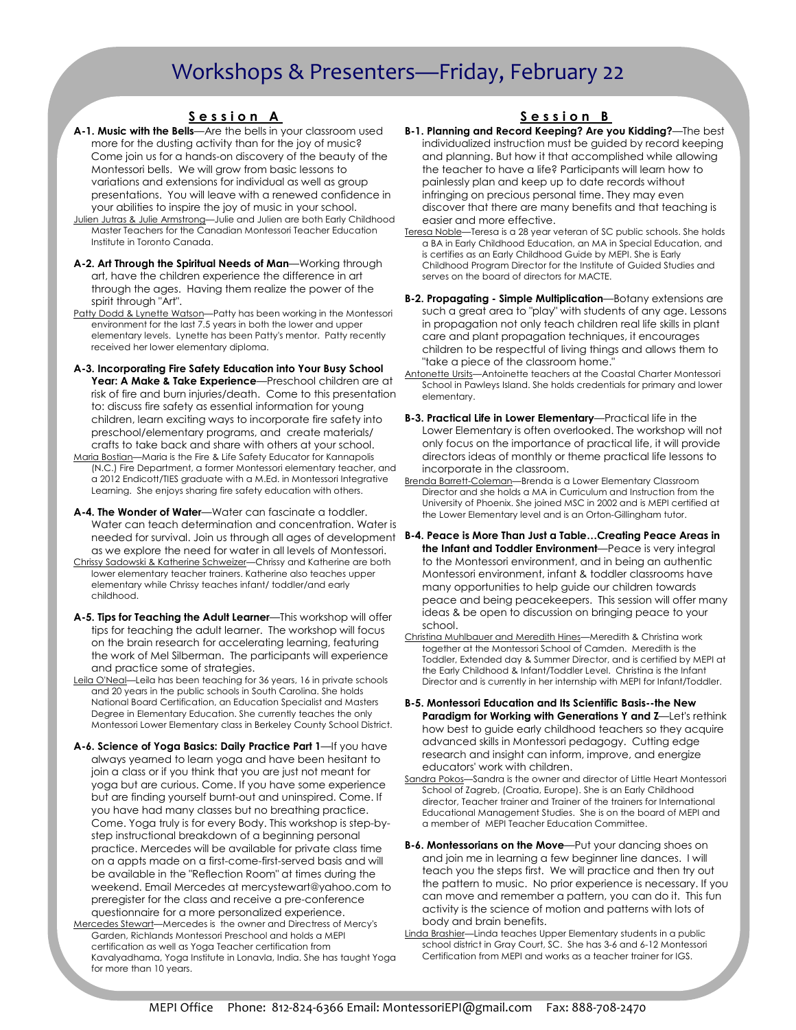# Workshops & Presenters—Friday, February 22

## Session A

**A-1. Music with the Bells**—Are the bells in your classroom used more for the dusting activity than for the joy of music? Come join us for a hands-on discovery of the beauty of the Montessori bells. We will grow from basic lessons to variations and extensions for individual as well as group presentations. You will leave with a renewed confidence in your abilities to inspire the joy of music in your school.

Julien Jutras & Julie Armstrong—Julie and Julien are both Early Childhood Master Teachers for the Canadian Montessori Teacher Education Institute in Toronto Canada.

**A-2. Art Through the Spiritual Needs of Man**—Working through art, have the children experience the difference in art through the ages. Having them realize the power of the spirit through "Art".

Patty Dodd & Lynette Watson—Patty has been working in the Montessori environment for the last 7.5 years in both the lower and upper elementary levels. Lynette has been Patty's mentor. Patty recently received her lower elementary diploma.

**A-3. Incorporating Fire Safety Education into Your Busy School Year: A Make & Take Experience**—Preschool children are at risk of fire and burn injuries/death. Come to this presentation to: discuss fire safety as essential information for young children, learn exciting ways to incorporate fire safety into preschool/elementary programs, and create materials/ crafts to take back and share with others at your school.

Maria Bostian—Maria is the Fire & Life Safety Educator for Kannapolis (N.C.) Fire Department, a former Montessori elementary teacher, and a 2012 Endicott/TIES graduate with a M.Ed. in Montessori Integrative Learning. She enjoys sharing fire safety education with others.

**A-4. The Wonder of Water**—Water can fascinate a toddler. Water can teach determination and concentration. Water is needed for survival. Join us through all ages of development as we explore the need for water in all levels of Montessori.

Chrissy Sadowski & Katherine Schweizer—Chrissy and Katherine are both lower elementary teacher trainers. Katherine also teaches upper elementary while Chrissy teaches infant/ toddler/and early childhood.

**A-5. Tips for Teaching the Adult Learner**—This workshop will offer tips for teaching the adult learner. The workshop will focus on the brain research for accelerating learning, featuring the work of Mel Silberman. The participants will experience and practice some of strategies.

Leila O'Neal—Leila has been teaching for 36 years, 16 in private schools and 20 years in the public schools in South Carolina. She holds National Board Certification, an Education Specialist and Masters Degree in Elementary Education. She currently teaches the only Montessori Lower Elementary class in Berkeley County School District.

**A-6. Science of Yoga Basics: Daily Practice Part 1**—If you have always yearned to learn yoga and have been hesitant to join a class or if you think that you are just not meant for yoga but are curious. Come. If you have some experience but are finding yourself burnt-out and uninspired. Come. If you have had many classes but no breathing practice. Come. Yoga truly is for every Body. This workshop is step-by-step instructional breakdown of a beginning personal practice. Mercedes will be available for private class time on a appts made on a first-come-first-served basis and will be available in the "Reflection Room" at times during the weekend. Email Mercedes at mercystewart@yahoo.com to preregister for the class and receive a pre-conference questionnaire for a more personalized experience.

Mercedes Stewart—Mercedes is the owner and Directress of Mercy's Garden, Richlands Montessori Preschool and holds a MEPI certification as well as Yoga Teacher certification from Kavalyadhama, Yoga Institute in Lonavla, India. She has taught Yoga for more than 10 years.

## Session B

**B-1. Planning and Record Keeping? Are you Kidding?**—The best individualized instruction must be guided by record keeping and planning. But how it that accomplished while allowing the teacher to have a life? Participants will learn how to painlessly plan and keep up to date records without infringing on precious personal time. They may even discover that there are many benefits and that teaching is easier and more effective.

Teresa Noble—Teresa is a 28 year veteran of SC public schools. She holds a BA in Early Childhood Education, an MA in Special Education, and is certifies as an Early Childhood Guide by MEPI. She is Early Childhood Program Director for the Institute of Guided Studies and serves on the board of directors for MACTE.

**B-2. Propagating - Simple Multiplication**—Botany extensions are such a great area to "play" with students of any age. Lessons in propagation not only teach children real life skills in plant care and plant propagation techniques, it encourages children to be respectful of living things and allows them to "take a piece of the classroom home."

Antonette Ursits—Antoinette teachers at the Coastal Charter Montessori School in Pawleys Island. She holds credentials for primary and lower elementary.

**B-3. Practical Life in Lower Elementary**—Practical life in the Lower Elementary is often overlooked. The workshop will not only focus on the importance of practical life, it will provide directors ideas of monthly or theme practical life lessons to incorporate in the classroom.

Brenda Barrett-Coleman—Brenda is a Lower Elementary Classroom Director and she holds a MA in Curriculum and Instruction from the University of Phoenix. She joined MSC in 2002 and is MEPI certified at the Lower Elementary level and is an Orton-Gillingham tutor.

**B-4. Peace is More Than Just a Table…Creating Peace Areas in the Infant and Toddler Environment**—Peace is very integral to the Montessori environment, and in being an authentic Montessori environment, infant & toddler classrooms have many opportunities to help guide our children towards peace and being peacekeepers. This session will offer many ideas & be open to discussion on bringing peace to your school.

Christina Muhlbauer and Meredith Hines—Meredith & Christina work together at the Montessori School of Camden. Meredith is the Toddler, Extended day & Summer Director, and is certified by MEPI at the Early Childhood & Infant/Toddler Level. Christina is the Infant Director and is currently in her internship with MEPI for Infant/Toddler.

**B-5. Montessori Education and Its Scientific Basis--the New Paradigm for Working with Generations Y and Z**—Let's rethink how best to guide early childhood teachers so they acquire advanced skills in Montessori pedagogy. Cutting edge research and insight can inform, improve, and energize educators' work with children.

Sandra Pokos—Sandra is the owner and director of Little Heart Montessori School of Zagreb, (Croatia, Europe). She is an Early Childhood director, Teacher trainer and Trainer of the trainers for International Educational Management Studies. She is on the board of MEPI and a member of MEPI Teacher Education Committee.

**B-6. Montessorians on the Move**—Put your dancing shoes on and join me in learning a few beginner line dances. I will teach you the steps first. We will practice and then try out the pattern to music. No prior experience is necessary. If you can move and remember a pattern, you can do it. This fun activity is the science of motion and patterns with lots of body and brain benefits.

Linda Brashier—Linda teaches Upper Elementary students in a public school district in Gray Court, SC. She has 3-6 and 6-12 Montessori Certification from MEPI and works as a teacher trainer for IGS.

MEPI Office Phone: 812-824-6366 Email: MontessoriEPI@gmail.com Fax: 888-708-2470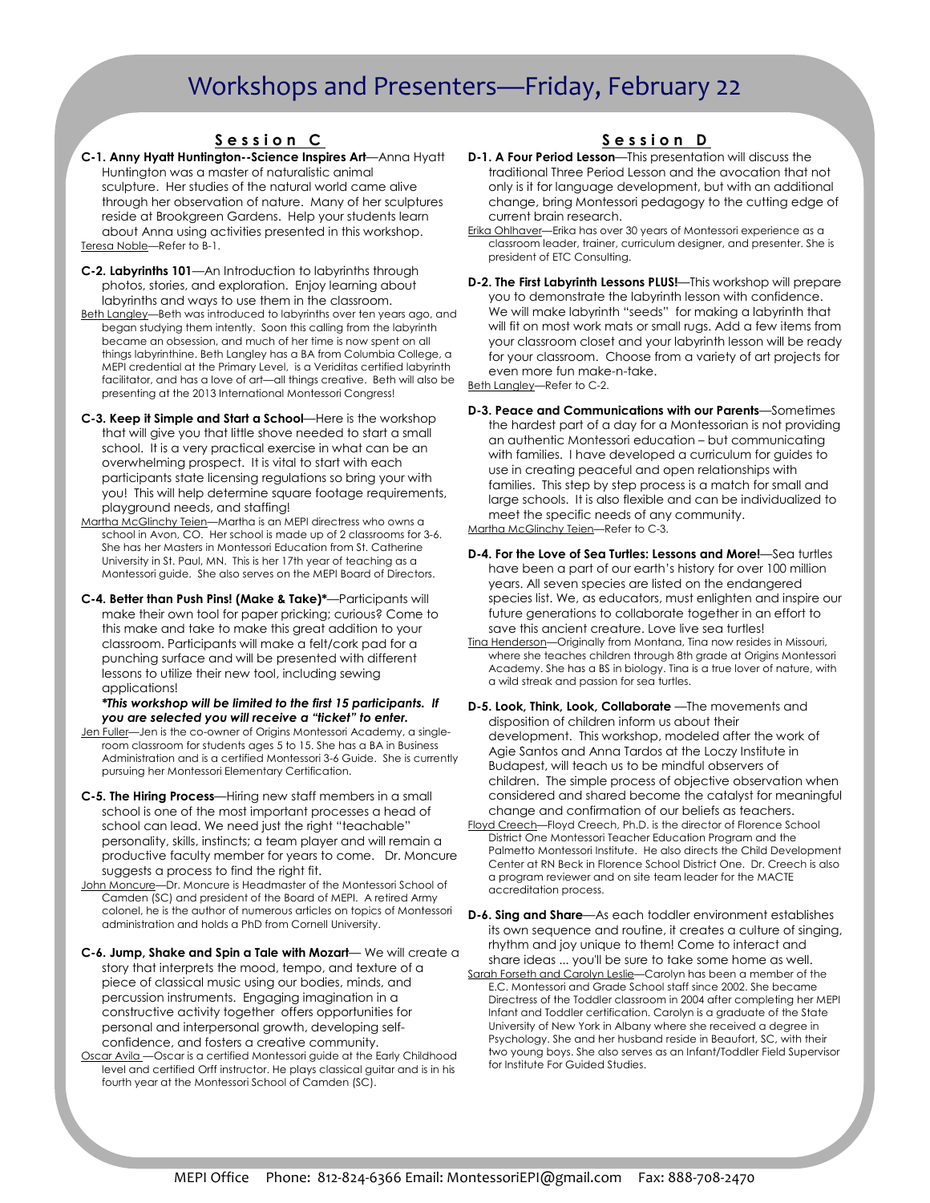# Workshops and Presenters—Friday, February 22

## Session C

**C-1. Anny Hyatt Huntington--Science Inspires Art**—Anna Hyatt Huntington was a master of naturalistic animal sculpture. Her studies of the natural world came alive through her observation of nature. Many of her sculptures reside at Brookgreen Gardens. Help your students learn about Anna using activities presented in this workshop.

Teresa Noble—Refer to B-1.

**C-2. Labyrinths 101**—An Introduction to labyrinths through photos, stories, and exploration. Enjoy learning about labyrinths and ways to use them in the classroom.

Beth Langley—Beth was introduced to labyrinths over ten years ago, and began studying them intently. Soon this calling from the labyrinth became an obsession, and much of her time is now spent on all things labyrinthine. Beth Langley has a BA from Columbia College, a MEPI credential at the Primary Level, is a Veriditas certified labyrinth facilitator, and has a love of art—all things creative. Beth will also be presenting at the 2013 International Montessori Congress!

**C-3. Keep it Simple and Start a School**—Here is the workshop that will give you that little shove needed to start a small school. It is a very practical exercise in what can be an overwhelming prospect. It is vital to start with each participants state licensing regulations so bring your with you! This will help determine square footage requirements, playground needs, and staffing!

Martha McGlinchy Teien—Martha is an MEPI directress who owns a school in Avon, CO. Her school is made up of 2 classrooms for 3-6. She has her Masters in Montessori Education from St. Catherine University in St. Paul, MN. This is her 17th year of teaching as a Montessori guide. She also serves on the MEPI Board of Directors.

**C-4. Better than Push Pins! (Make & Take)***—Participants will make their own tool for paper pricking; curious? Come to this make and take to make this great addition to your classroom. Participants will make a felt/cork pad for a punching surface and will be presented with different lessons to utilize their new tool, including sewing applications!

***This workshop will be limited to the first 15 participants. If you are selected you will receive a "ticket" to enter.***

Jen Fuller—Jen is the co-owner of Origins Montessori Academy, a single-room classroom for students ages 5 to 15. She has a BA in Business Administration and is a certified Montessori 3-6 Guide. She is currently pursuing her Montessori Elementary Certification.

**C-5. The Hiring Process**—Hiring new staff members in a small school is one of the most important processes a head of school can lead. We need just the right "teachable" personality, skills, instincts; a team player and will remain a productive faculty member for years to come. Dr. Moncure suggests a process to find the right fit.

John Moncure—Dr. Moncure is Headmaster of the Montessori School of Camden (SC) and president of the Board of MEPI. A retired Army colonel, he is the author of numerous articles on topics of Montessori administration and holds a PhD from Cornell University.

**C-6. Jump, Shake and Spin a Tale with Mozart**— We will create a story that interprets the mood, tempo, and texture of a piece of classical music using our bodies, minds, and percussion instruments. Engaging imagination in a constructive activity together offers opportunities for personal and interpersonal growth, developing self-confidence, and fosters a creative community.

Oscar Avila —Oscar is a certified Montessori guide at the Early Childhood level and certified Orff instructor. He plays classical guitar and is in his fourth year at the Montessori School of Camden (SC).

## Session D

**D-1. A Four Period Lesson**—This presentation will discuss the traditional Three Period Lesson and the avocation that not only is it for language development, but with an additional change, bring Montessori pedagogy to the cutting edge of current brain research.

Erika Ohlhaver—Erika has over 30 years of Montessori experience as a classroom leader, trainer, curriculum designer, and presenter. She is president of ETC Consulting.

**D-2. The First Labyrinth Lessons PLUS!**—This workshop will prepare you to demonstrate the labyrinth lesson with confidence. We will make labyrinth "seeds" for making a labyrinth that will fit on most work mats or small rugs. Add a few items from your classroom closet and your labyrinth lesson will be ready for your classroom. Choose from a variety of art projects for even more fun make-n-take.

Beth Langley—Refer to C-2.

**D-3. Peace and Communications with our Parents**—Sometimes the hardest part of a day for a Montessorian is not providing an authentic Montessori education – but communicating with families. I have developed a curriculum for guides to use in creating peaceful and open relationships with families. This step by step process is a match for small and large schools. It is also flexible and can be individualized to meet the specific needs of any community.

Martha McGlinchy Teien—Refer to C-3.

**D-4. For the Love of Sea Turtles: Lessons and More!**—Sea turtles have been a part of our earth's history for over 100 million years. All seven species are listed on the endangered species list. We, as educators, must enlighten and inspire our future generations to collaborate together in an effort to save this ancient creature. Love live sea turtles!

Tina Henderson—Originally from Montana, Tina now resides in Missouri, where she teaches children through 8th grade at Origins Montessori Academy. She has a BS in biology. Tina is a true lover of nature, with a wild streak and passion for sea turtles.

**D-5. Look, Think, Look, Collaborate** —The movements and disposition of children inform us about their development. This workshop, modeled after the work of Agie Santos and Anna Tardos at the Loczy Institute in Budapest, will teach us to be mindful observers of children. The simple process of objective observation when considered and shared become the catalyst for meaningful change and confirmation of our beliefs as teachers.

Floyd Creech—Floyd Creech, Ph.D. is the director of Florence School District One Montessori Teacher Education Program and the Palmetto Montessori Institute. He also directs the Child Development Center at RN Beck in Florence School District One. Dr. Creech is also a program reviewer and on site team leader for the MACTE accreditation process.

**D-6. Sing and Share**—As each toddler environment establishes its own sequence and routine, it creates a culture of singing, rhythm and joy unique to them! Come to interact and share ideas ... you'll be sure to take some home as well.

Sarah Forseth and Carolyn Leslie—Carolyn has been a member of the E.C. Montessori and Grade School staff since 2002. She became Directress of the Toddler classroom in 2004 after completing her MEPI Infant and Toddler certification. Carolyn is a graduate of the State University of New York in Albany where she received a degree in Psychology. She and her husband reside in Beaufort, SC, with their two young boys. She also serves as an Infant/Toddler Field Supervisor for Institute For Guided Studies.

MEPI Office Phone: 812-824-6366 Email: MontessoriEPI@gmail.com Fax: 888-708-2470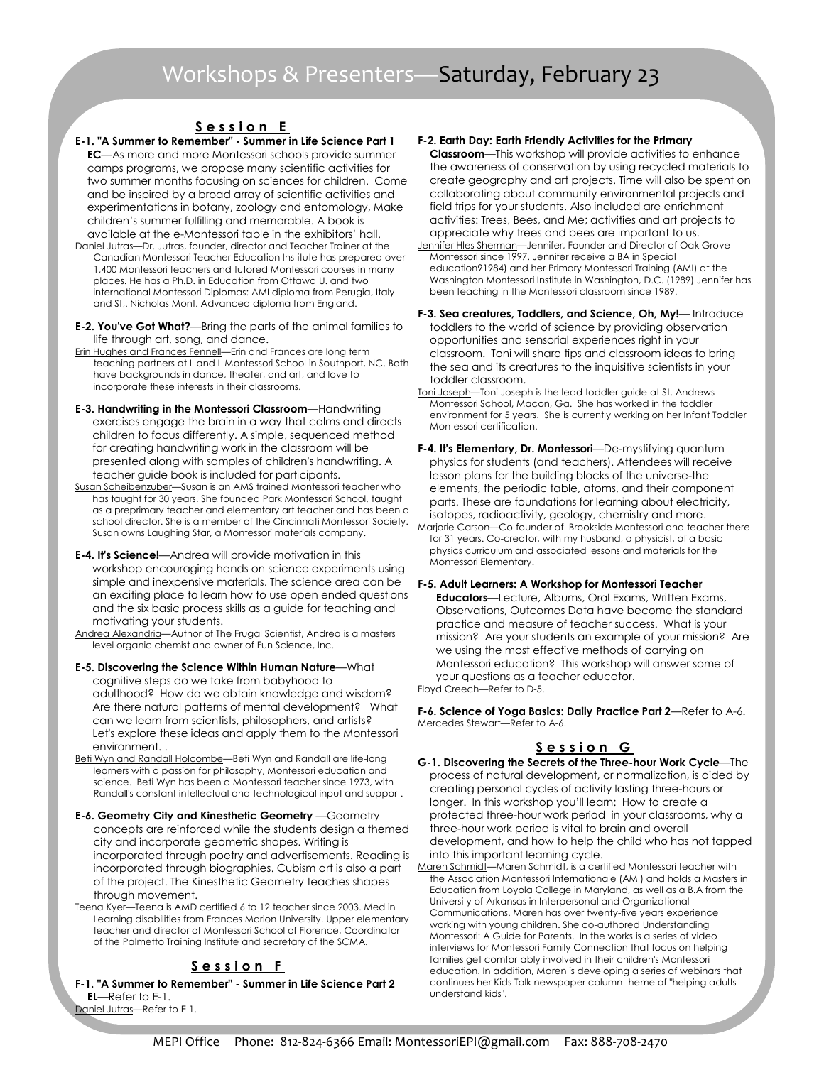# Workshops & Presenters—Saturday, February 23

## Session E

**E-1. "A Summer to Remember" - Summer in Life Science Part 1 EC**—As more and more Montessori schools provide summer camps programs, we propose many scientific activities for two summer months focusing on sciences for children. Come and be inspired by a broad array of scientific activities and experimentations in botany, zoology and entomology, Make children's summer fulfilling and memorable. A book is available at the e-Montessori table in the exhibitors' hall.

Daniel Jutras—Dr. Jutras, founder, director and Teacher Trainer at the Canadian Montessori Teacher Education Institute has prepared over 1,400 Montessori teachers and tutored Montessori courses in many places. He has a Ph.D. in Education from Ottawa U. and two international Montessori Diplomas: AMI diploma from Perugia, Italy and St,. Nicholas Mont. Advanced diploma from England.

**E-2. You've Got What?**—Bring the parts of the animal families to life through art, song, and dance.

Erin Hughes and Frances Fennell—Erin and Frances are long term teaching partners at L and L Montessori School in Southport, NC. Both have backgrounds in dance, theater, and art, and love to incorporate these interests in their classrooms.

**E-3. Handwriting in the Montessori Classroom**—Handwriting exercises engage the brain in a way that calms and directs children to focus differently. A simple, sequenced method for creating handwriting work in the classroom will be presented along with samples of children's handwriting. A teacher guide book is included for participants.

Susan Scheibenzuber—Susan is an AMS trained Montessori teacher who has taught for 30 years. She founded Park Montessori School, taught as a preprimary teacher and elementary art teacher and has been a school director. She is a member of the Cincinnati Montessori Society. Susan owns Laughing Star, a Montessori materials company.

**E-4. It's Science!**—Andrea will provide motivation in this workshop encouraging hands on science experiments using simple and inexpensive materials. The science area can be an exciting place to learn how to use open ended questions and the six basic process skills as a guide for teaching and motivating your students.

Andrea Alexandria—Author of The Frugal Scientist, Andrea is a masters level organic chemist and owner of Fun Science, Inc.

**E-5. Discovering the Science Within Human Nature**—What cognitive steps do we take from babyhood to adulthood? How do we obtain knowledge and wisdom? Are there natural patterns of mental development? What can we learn from scientists, philosophers, and artists? Let's explore these ideas and apply them to the Montessori environment. .

Beti Wyn and Randall Holcombe—Beti Wyn and Randall are life-long learners with a passion for philosophy, Montessori education and science. Beti Wyn has been a Montessori teacher since 1973, with Randall's constant intellectual and technological input and support.

**E-6. Geometry City and Kinesthetic Geometry** —Geometry concepts are reinforced while the students design a themed city and incorporate geometric shapes. Writing is incorporated through poetry and advertisements. Reading is incorporated through biographies. Cubism art is also a part of the project. The Kinesthetic Geometry teaches shapes through movement.

Teena Kyer—Teena is AMD certified 6 to 12 teacher since 2003. Med in Learning disabilities from Frances Marion University. Upper elementary teacher and director of Montessori School of Florence, Coordinator of the Palmetto Training Institute and secretary of the SCMA.

## Session F

**F-1. "A Summer to Remember" - Summer in Life Science Part 2 EL**—Refer to E-1.

Daniel Jutras—Refer to E-1.

**F-2. Earth Day: Earth Friendly Activities for the Primary Classroom**—This workshop will provide activities to enhance the awareness of conservation by using recycled materials to create geography and art projects. Time will also be spent on collaborating about community environmental projects and field trips for your students. Also included are enrichment activities: Trees, Bees, and Me; activities and art projects to appreciate why trees and bees are important to us.

Jennifer Hles Sherman—Jennifer, Founder and Director of Oak Grove Montessori since 1997. Jennifer receive a BA in Special education91984) and her Primary Montessori Training (AMI) at the Washington Montessori Institute in Washington, D.C. (1989) Jennifer has been teaching in the Montessori classroom since 1989.

**F-3. Sea creatures, Toddlers, and Science, Oh, My!**— Introduce toddlers to the world of science by providing observation opportunities and sensorial experiences right in your classroom. Toni will share tips and classroom ideas to bring the sea and its creatures to the inquisitive scientists in your toddler classroom.

Toni Joseph—Toni Joseph is the lead toddler guide at St. Andrews Montessori School, Macon, Ga. She has worked in the toddler environment for 5 years. She is currently working on her Infant Toddler Montessori certification.

**F-4. It's Elementary, Dr. Montessori**—De-mystifying quantum physics for students (and teachers). Attendees will receive lesson plans for the building blocks of the universe-the elements, the periodic table, atoms, and their component parts. These are foundations for learning about electricity, isotopes, radioactivity, geology, chemistry and more.

Marjorie Carson—Co-founder of Brookside Montessori and teacher there for 31 years. Co-creator, with my husband, a physicist, of a basic physics curriculum and associated lessons and materials for the Montessori Elementary.

**F-5. Adult Learners: A Workshop for Montessori Teacher Educators**—Lecture, Albums, Oral Exams, Written Exams, Observations, Outcomes Data have become the standard practice and measure of teacher success. What is your mission? Are your students an example of your mission? Are we using the most effective methods of carrying on Montessori education? This workshop will answer some of your questions as a teacher educator.

Floyd Creech—Refer to D-5.

**F-6. Science of Yoga Basics: Daily Practice Part 2**—Refer to A-6.

Mercedes Stewart—Refer to A-6.

## Session G

**G-1. Discovering the Secrets of the Three-hour Work Cycle**—The process of natural development, or normalization, is aided by creating personal cycles of activity lasting three-hours or longer. In this workshop you'll learn: How to create a protected three-hour work period in your classrooms, why a three-hour work period is vital to brain and overall development, and how to help the child who has not tapped into this important learning cycle.

Maren Schmidt—Maren Schmidt, is a certified Montessori teacher with the Association Montessori Internationale (AMI) and holds a Masters in Education from Loyola College in Maryland, as well as a B.A from the University of Arkansas in Interpersonal and Organizational Communications. Maren has over twenty-five years experience working with young children. She co-authored Understanding Montessori: A Guide for Parents. In the works is a series of video interviews for Montessori Family Connection that focus on helping families get comfortably involved in their children's Montessori education. In addition, Maren is developing a series of webinars that continues her Kids Talk newspaper column theme of "helping adults understand kids".

MEPI Office Phone: 812-824-6366 Email: MontessoriEPI@gmail.com Fax: 888-708-2470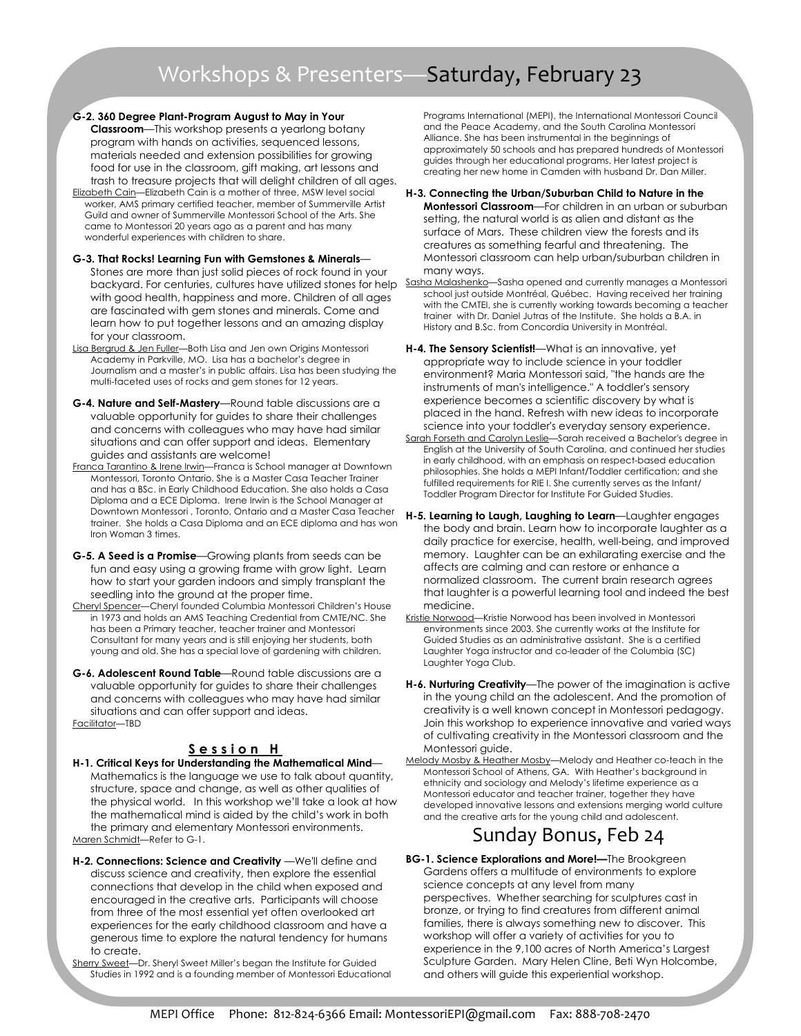# Workshops & Presenters—Saturday, February 23

**G-2. 360 Degree Plant-Program August to May in Your Classroom**—This workshop presents a yearlong botany program with hands on activities, sequenced lessons, materials needed and extension possibilities for growing food for use in the classroom, gift making, art lessons and trash to treasure projects that will delight children of all ages.

Elizabeth Cain—Elizabeth Cain is a mother of three, MSW level social worker, AMS primary certified teacher, member of Summerville Artist Guild and owner of Summerville Montessori School of the Arts. She came to Montessori 20 years ago as a parent and has many wonderful experiences with children to share.

**G-3. That Rocks! Learning Fun with Gemstones & Minerals**—Stones are more than just solid pieces of rock found in your backyard. For centuries, cultures have utilized stones for help with good health, happiness and more. Children of all ages are fascinated with gem stones and minerals. Come and learn how to put together lessons and an amazing display for your classroom.

Lisa Bergrud & Jen Fuller—Both Lisa and Jen own Origins Montessori Academy in Parkville, MO. Lisa has a bachelor's degree in Journalism and a master's in public affairs. Lisa has been studying the multi-faceted uses of rocks and gem stones for 12 years.

**G-4. Nature and Self-Mastery**—Round table discussions are a valuable opportunity for guides to share their challenges and concerns with colleagues who may have had similar situations and can offer support and ideas. Elementary guides and assistants are welcome!

Franca Tarantino & Irene Irwin—Franca is School manager at Downtown Montessori, Toronto Ontario. She is a Master Casa Teacher Trainer and has a BSc. in Early Childhood Education. She also holds a Casa Diploma and a ECE Diploma. Irene Irwin is the School Manager at Downtown Montessori , Toronto, Ontario and a Master Casa Teacher trainer. She holds a Casa Diploma and an ECE diploma and has won Iron Woman 3 times.

**G-5. A Seed is a Promise**—Growing plants from seeds can be fun and easy using a growing frame with grow light. Learn how to start your garden indoors and simply transplant the seedling into the ground at the proper time.

Cheryl Spencer—Cheryl founded Columbia Montessori Children's House in 1973 and holds an AMS Teaching Credential from CMTE/NC. She has been a Primary teacher, teacher trainer and Montessori Consultant for many years and is still enjoying her students, both young and old. She has a special love of gardening with children.

**G-6. Adolescent Round Table**—Round table discussions are a valuable opportunity for guides to share their challenges and concerns with colleagues who may have had similar situations and can offer support and ideas.

Facilitator—TBD

## Session H

**H-1. Critical Keys for Understanding the Mathematical Mind**—Mathematics is the language we use to talk about quantity, structure, space and change, as well as other qualities of the physical world. In this workshop we'll take a look at how the mathematical mind is aided by the child's work in both the primary and elementary Montessori environments.

Maren Schmidt—Refer to G-1.

**H-2. Connections: Science and Creativity** —We'll define and discuss science and creativity, then explore the essential connections that develop in the child when exposed and encouraged in the creative arts. Participants will choose from three of the most essential yet often overlooked art experiences for the early childhood classroom and have a generous time to explore the natural tendency for humans to create.

Sherry Sweet—Dr. Sheryl Sweet Miller's began the Institute for Guided Studies in 1992 and is a founding member of Montessori Educational Programs International (MEPI), the International Montessori Council and the Peace Academy, and the South Carolina Montessori Alliance. She has been instrumental in the beginnings of approximately 50 schools and has prepared hundreds of Montessori guides through her educational programs. Her latest project is creating her new home in Camden with husband Dr. Dan Miller.

**H-3. Connecting the Urban/Suburban Child to Nature in the Montessori Classroom**—For children in an urban or suburban setting, the natural world is as alien and distant as the surface of Mars. These children view the forests and its creatures as something fearful and threatening. The Montessori classroom can help urban/suburban children in many ways.

Sasha Malashenko—Sasha opened and currently manages a Montessori school just outside Montréal, Québec. Having received her training with the CMTEI, she is currently working towards becoming a teacher trainer with Dr. Daniel Jutras of the Institute. She holds a B.A. in History and B.Sc. from Concordia University in Montréal.

**H-4. The Sensory Scientist!**—What is an innovative, yet appropriate way to include science in your toddler environment? Maria Montessori said, "the hands are the instruments of man's intelligence." A toddler's sensory experience becomes a scientific discovery by what is placed in the hand. Refresh with new ideas to incorporate science into your toddler's everyday sensory experience.

Sarah Forseth and Carolyn Leslie—Sarah received a Bachelor's degree in English at the University of South Carolina, and continued her studies in early childhood, with an emphasis on respect-based education philosophies. She holds a MEPI Infant/Toddler certification; and she fulfilled requirements for RIE I. She currently serves as the Infant/Toddler Program Director for Institute For Guided Studies.

**H-5. Learning to Laugh, Laughing to Learn**—Laughter engages the body and brain. Learn how to incorporate laughter as a daily practice for exercise, health, well-being, and improved memory. Laughter can be an exhilarating exercise and the affects are calming and can restore or enhance a normalized classroom. The current brain research agrees that laughter is a powerful learning tool and indeed the best medicine.

Kristie Norwood—Kristie Norwood has been involved in Montessori environments since 2003. She currently works at the Institute for Guided Studies as an administrative assistant. She is a certified Laughter Yoga instructor and co-leader of the Columbia (SC) Laughter Yoga Club.

**H-6. Nurturing Creativity**—The power of the imagination is active in the young child an the adolescent. And the promotion of creativity is a well known concept in Montessori pedagogy. Join this workshop to experience innovative and varied ways of cultivating creativity in the Montessori classroom and the Montessori guide.

Melody Mosby & Heather Mosby—Melody and Heather co-teach in the Montessori School of Athens, GA. With Heather's background in ethnicity and sociology and Melody's lifetime experience as a Montessori educator and teacher trainer, together they have developed innovative lessons and extensions merging world culture and the creative arts for the young child and adolescent.

## Sunday Bonus, Feb 24

**BG-1. Science Explorations and More!**—The Brookgreen Gardens offers a multitude of environments to explore science concepts at any level from many perspectives. Whether searching for sculptures cast in bronze, or trying to find creatures from different animal families, there is always something new to discover. This workshop will offer a variety of activities for you to experience in the 9,100 acres of North America's Largest Sculpture Garden. Mary Helen Cline, Beti Wyn Holcombe, and others will guide this experiential workshop.

MEPI Office Phone: 812-824-6366 Email: MontessoriEPI@gmail.com Fax: 888-708-2470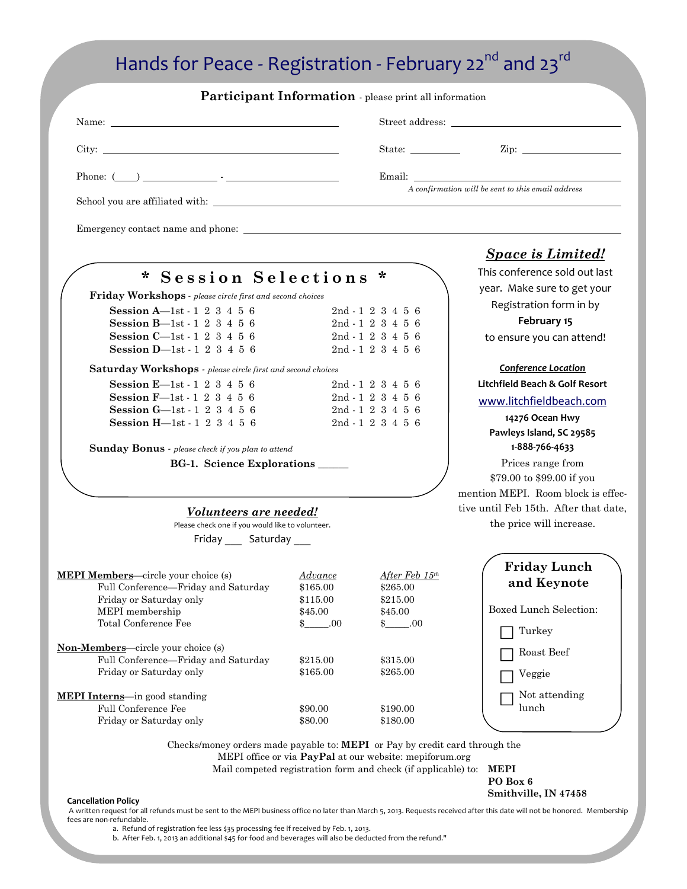# Hands for Peace - Registration - February 22nd and 23rd

## Participant Information - please print all information

Name: ______________________ Street address: ______________________

City: ______________________ State: ________ Zip: ____________

Phone: (____) ____________ - ______________ Email: ______________________

*A confirmation will be sent to this email address*

School you are affiliated with: ______________________

Emergency contact name and phone: ______________________

## * Session Selections *

**Friday Workshops** - *please circle first and second choices*

**Session A**—1st - 1 2 3 4 5 6 2nd - 1 2 3 4 5 6
**Session B**—1st - 1 2 3 4 5 6 2nd - 1 2 3 4 5 6
**Session C**—1st - 1 2 3 4 5 6 2nd - 1 2 3 4 5 6
**Session D**—1st - 1 2 3 4 5 6 2nd - 1 2 3 4 5 6

**Saturday Workshops** - *please circle first and second choices*

**Session E**—1st - 1 2 3 4 5 6 2nd - 1 2 3 4 5 6
**Session F**—1st - 1 2 3 4 5 6 2nd - 1 2 3 4 5 6
**Session G**—1st - 1 2 3 4 5 6 2nd - 1 2 3 4 5 6
**Session H**—1st - 1 2 3 4 5 6 2nd - 1 2 3 4 5 6

**Sunday Bonus** - *please check if you plan to attend*

**BG-1. Science Explorations** _____

### ***Space is Limited!***

This conference sold out last year. Make sure to get your Registration form in by **February 15** to ensure you can attend!

***Conference Location***

**Litchfield Beach & Golf Resort**

www.litchfieldbeach.com

**14276 Ocean Hwy**
**Pawleys Island, SC 29585**
**1-888-766-4633**

Prices range from $79.00 to $99.00 if you mention MEPI. Room block is effective until Feb 15th. After that date, the price will increase.

### ***Volunteers are needed!***

Please check one if you would like to volunteer.

Friday ___ Saturday ___

| | *Advance* | *After Feb 15th* |
|---|---|---|
| **MEPI Members**—circle your choice (s) | | |
| Full Conference—Friday and Saturday | $165.00 | $265.00 |
| Friday or Saturday only | $115.00 | $215.00 |
| MEPI membership | $45.00 | $45.00 |
| Total Conference Fee | $_____.00 | $_____.00 |
| **Non-Members**—circle your choice (s) | | |
| Full Conference—Friday and Saturday | $215.00 | $315.00 |
| Friday or Saturday only | $165.00 | $265.00 |
| **MEPI Interns**—in good standing | | |
| Full Conference Fee | $90.00 | $190.00 |
| Friday or Saturday only | $80.00 | $180.00 |

### Friday Lunch and Keynote

Boxed Lunch Selection:

- ☐ Turkey
- ☐ Roast Beef
- ☐ Veggie
- ☐ Not attending lunch

Checks/money orders made payable to: **MEPI** or Pay by credit card through the MEPI office or via **PayPal** at our website: mepiforum.org

Mail competed registration form and check (if applicable) to: **MEPI**
**PO Box 6**
**Smithville, IN 47458**

**Cancellation Policy**

A written request for all refunds must be sent to the MEPI business office no later than March 5, 2013. Requests received after this date will not be honored. Membership fees are non-refundable.

a. Refund of registration fee less $35 processing fee if received by Feb. 1, 2013.
b. After Feb. 1, 2013 an additional $45 for food and beverages will also be deducted from the refund."